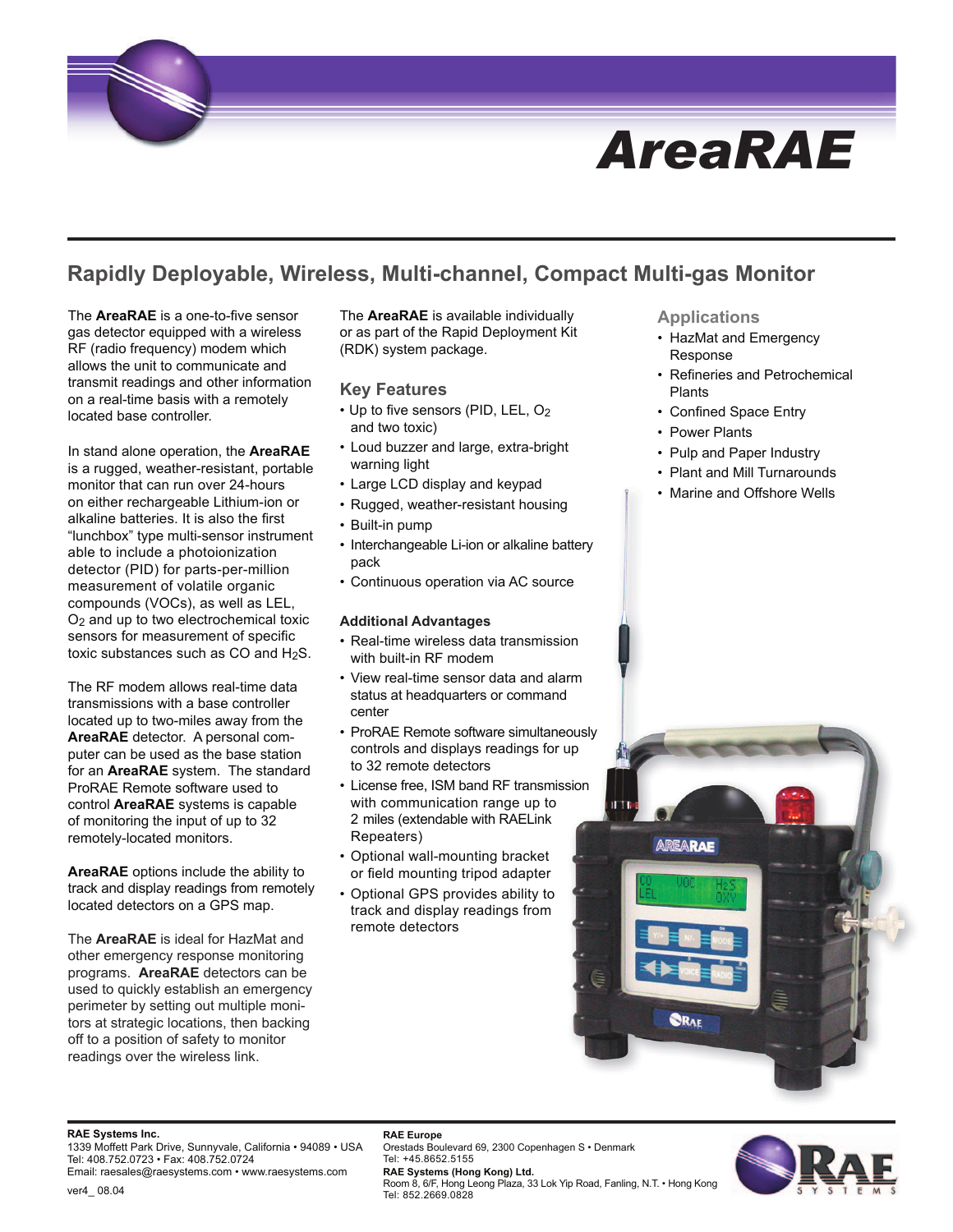# AreaRAE

## Rapidly Deployable, Wireless, Multi-channel, Compact Multi-gas Monitor

The **AreaRAE** is a one-to-five sensor gas detector equipped with a wireless RF (radio frequency) modem which allows the unit to communicate and transmit readings and other information on a real-time basis with a remotely located base controller.

In stand alone operation, the **AreaRAE** is a rugged, weather-resistant, portable monitor that can run over 24-hours on either rechargeable Lithium-ion or alkaline batteries. It is also the first "lunchbox" type multi-sensor instrument able to include a photoionization detector (PID) for parts-per-million measurement of volatile organic compounds (VOCs), as well as LEL, $O_2$ and up to two electrochemical toxic sensors for measurement of specific toxic substances such as CO and $H_2S$.

The RF modem allows real-time data transmissions with a base controller located up to two-miles away from the **AreaRAE** detector. A personal computer can be used as the base station for an **AreaRAE** system. The standard ProRAE Remote software used to control **AreaRAE** systems is capable of monitoring the input of up to 32 remotely-located monitors.

**AreaRAE** options include the ability to track and display readings from remotely located detectors on a GPS map.

The **AreaRAE** is ideal for HazMat and other emergency response monitoring programs. **AreaRAE** detectors can be used to quickly establish an emergency perimeter by setting out multiple monitors at strategic locations, then backing off to a position of safety to monitor readings over the wireless link.

The **AreaRAE** is available individually or as part of the Rapid Deployment Kit (RDK) system package.

### Key Features

- Up to five sensors (PID, LEL, $O_2$ and two toxic)
- Loud buzzer and large, extra-bright warning light
- Large LCD display and keypad
- Rugged, weather-resistant housing
- Built-in pump
- Interchangeable Li-ion or alkaline battery pack
- Continuous operation via AC source

### Additional Advantages

- Real-time wireless data transmission with built-in RF modem
- View real-time sensor data and alarm status at headquarters or command center
- ProRAE Remote software simultaneously controls and displays readings for up to 32 remote detectors
- License free, ISM band RF transmission with communication range up to 2 miles (extendable with RAELink Repeaters)
- Optional wall-mounting bracket or field mounting tripod adapter
- Optional GPS provides ability to track and display readings from remote detectors

### Applications

- HazMat and Emergency Response
- Refineries and Petrochemical Plants
- Confined Space Entry
- Power Plants
- Pulp and Paper Industry
- Plant and Mill Turnarounds
- Marine and Offshore Wells

**RAE Systems Inc.**
1339 Moffett Park Drive, Sunnyvale, California • 94089 • USA
Tel: 408.752.0723 • Fax: 408.752.0724
Email: raesales@raesystems.com • www.raesystems.com

ver4_ 08.04

**RAE Europe**
Orestads Boulevard 69, 2300 Copenhagen S • Denmark
Tel: +45.8652.5155

**RAE Systems (Hong Kong) Ltd.**
Room 8, 6/F, Hong Leong Plaza, 33 Lok Yip Road, Fanling, N.T. • Hong Kong
Tel: 852.2669.0828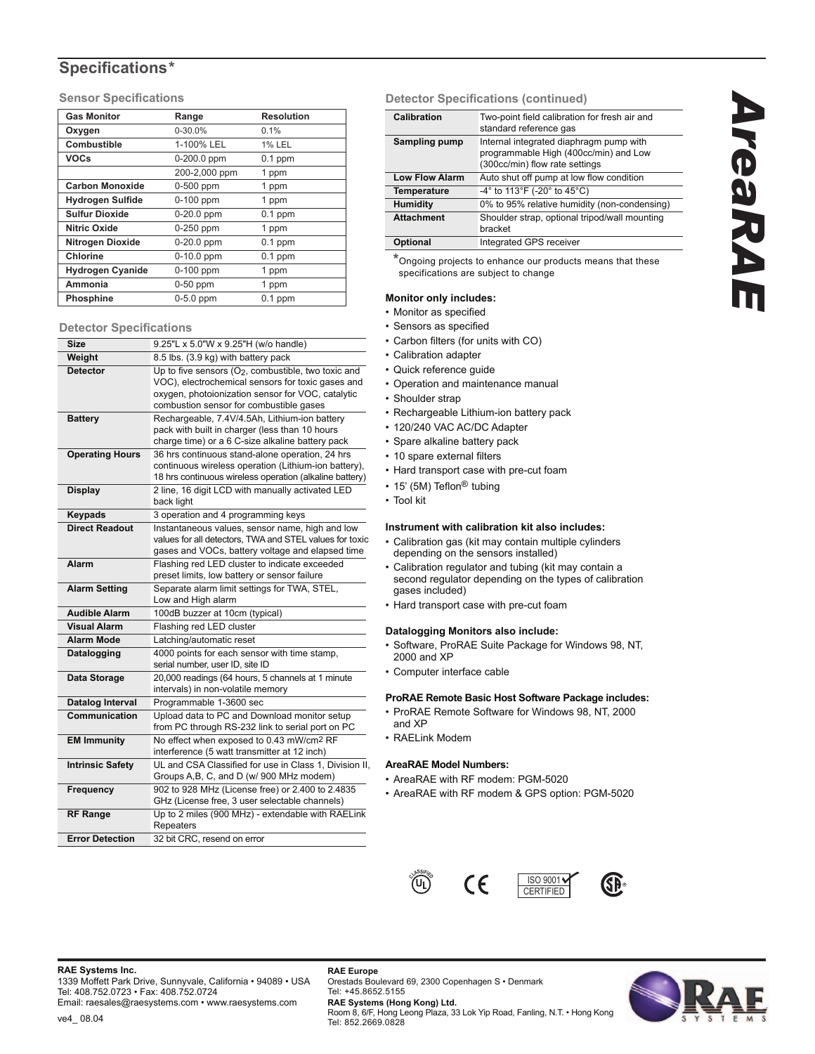## Specifications*

### Sensor Specifications

| Gas Monitor | Range | Resolution |
|---|---|---|
| Oxygen | 0-30.0% | 0.1% |
| Combustible | 1-100% LEL | 1% LEL |
| VOCs | 0-200.0 ppm | 0.1 ppm |
| | 200-2,000 ppm | 1 ppm |
| Carbon Monoxide | 0-500 ppm | 1 ppm |
| Hydrogen Sulfide | 0-100 ppm | 1 ppm |
| Sulfur Dioxide | 0-20.0 ppm | 0.1 ppm |
| Nitric Oxide | 0-250 ppm | 1 ppm |
| Nitrogen Dioxide | 0-20.0 ppm | 0.1 ppm |
| Chlorine | 0-10.0 ppm | 0.1 ppm |
| Hydrogen Cyanide | 0-100 ppm | 1 ppm |
| Ammonia | 0-50 ppm | 1 ppm |
| Phosphine | 0-5.0 ppm | 0.1 ppm |

### Detector Specifications

| | |
|---|---|
| **Size** | 9.25"L x 5.0"W x 9.25"H (w/o handle) |
| **Weight** | 8.5 lbs. (3.9 kg) with battery pack |
| **Detector** | Up to five sensors ($O_2$, combustible, two toxic and VOC), electrochemical sensors for toxic gases and oxygen, photoionization sensor for VOC, catalytic combustion sensor for combustible gases |
| **Battery** | Rechargeable, 7.4V/4.5Ah, Lithium-ion battery pack with built in charger (less than 10 hours charge time) or a 6 C-size alkaline battery pack |
| **Operating Hours** | 36 hrs continuous stand-alone operation, 24 hrs continuous wireless operation (Lithium-ion battery), 18 hrs continuous wireless operation (alkaline battery) |
| **Display** | 2 line, 16 digit LCD with manually activated LED back light |
| **Keypads** | 3 operation and 4 programming keys |
| **Direct Readout** | Instantaneous values, sensor name, high and low values for all detectors, TWA and STEL values for toxic gases and VOCs, battery voltage and elapsed time |
| **Alarm** | Flashing red LED cluster to indicate exceeded preset limits, low battery or sensor failure |
| **Alarm Setting** | Separate alarm limit settings for TWA, STEL, Low and High alarm |
| **Audible Alarm** | 100dB buzzer at 10cm (typical) |
| **Visual Alarm** | Flashing red LED cluster |
| **Alarm Mode** | Latching/automatic reset |
| **Datalogging** | 4000 points for each sensor with time stamp, serial number, user ID, site ID |
| **Data Storage** | 20,000 readings (64 hours, 5 channels at 1 minute intervals) in non-volatile memory |
| **Datalog Interval** | Programmable 1-3600 sec |
| **Communication** | Upload data to PC and Download monitor setup from PC through RS-232 link to serial port on PC |
| **EM Immunity** | No effect when exposed to 0.43 mW/$cm^2$ RF interference (5 watt transmitter at 12 inch) |
| **Intrinsic Safety** | UL and CSA Classified for use in Class 1, Division II, Groups A,B, C, and D (w/ 900 MHz modem) |
| **Frequency** | 902 to 928 MHz (License free) or 2.400 to 2.4835 GHz (License free, 3 user selectable channels) |
| **RF Range** | Up to 2 miles (900 MHz) - extendable with RAELink Repeaters |
| **Error Detection** | 32 bit CRC, resend on error |

### Detector Specifications (continued)

| | |
|---|---|
| **Calibration** | Two-point field calibration for fresh air and standard reference gas |
| **Sampling pump** | Internal integrated diaphragm pump with programmable High (400cc/min) and Low (300cc/min) flow rate settings |
| **Low Flow Alarm** | Auto shut off pump at low flow condition |
| **Temperature** | -4° to 113°F (-20° to 45°C) |
| **Humidity** | 0% to 95% relative humidity (non-condensing) |
| **Attachment** | Shoulder strap, optional tripod/wall mounting bracket |
| **Optional** | Integrated GPS receiver |

*Ongoing projects to enhance our products means that these specifications are subject to change

**Monitor only includes:**

- Monitor as specified
- Sensors as specified
- Carbon filters (for units with CO)
- Calibration adapter
- Quick reference guide
- Operation and maintenance manual
- Shoulder strap
- Rechargeable Lithium-ion battery pack
- 120/240 VAC AC/DC Adapter
- Spare alkaline battery pack
- 10 spare external filters
- Hard transport case with pre-cut foam
- 15' (5M) Teflon® tubing
- Tool kit

**Instrument with calibration kit also includes:**

- Calibration gas (kit may contain multiple cylinders depending on the sensors installed)
- Calibration regulator and tubing (kit may contain a second regulator depending on the types of calibration gases included)
- Hard transport case with pre-cut foam

**Datalogging Monitors also include:**

- Software, ProRAE Suite Package for Windows 98, NT, 2000 and XP
- Computer interface cable

**ProRAE Remote Basic Host Software Package includes:**

- ProRAE Remote Software for Windows 98, NT, 2000 and XP
- RAELink Modem

**AreaRAE Model Numbers:**

- AreaRAE with RF modem: PGM-5020
- AreaRAE with RF modem & GPS option: PGM-5020

AreaRAE

ISO 9001 CERTIFIED

**RAE Systems Inc.**
1339 Moffett Park Drive, Sunnyvale, California • 94089 • USA
Tel: 408.752.0723 • Fax: 408.752.0724
Email: raesales@raesystems.com • www.raesystems.com

ve4_ 08.04

**RAE Europe**
Orestads Boulevard 69, 2300 Copenhagen S • Denmark
Tel: +45.8652.5155

**RAE Systems (Hong Kong) Ltd.**
Room 8, 6/F, Hong Leong Plaza, 33 Lok Yip Road, Fanling, N.T. • Hong Kong
Tel: 852.2669.0828

RAE SYSTEMS